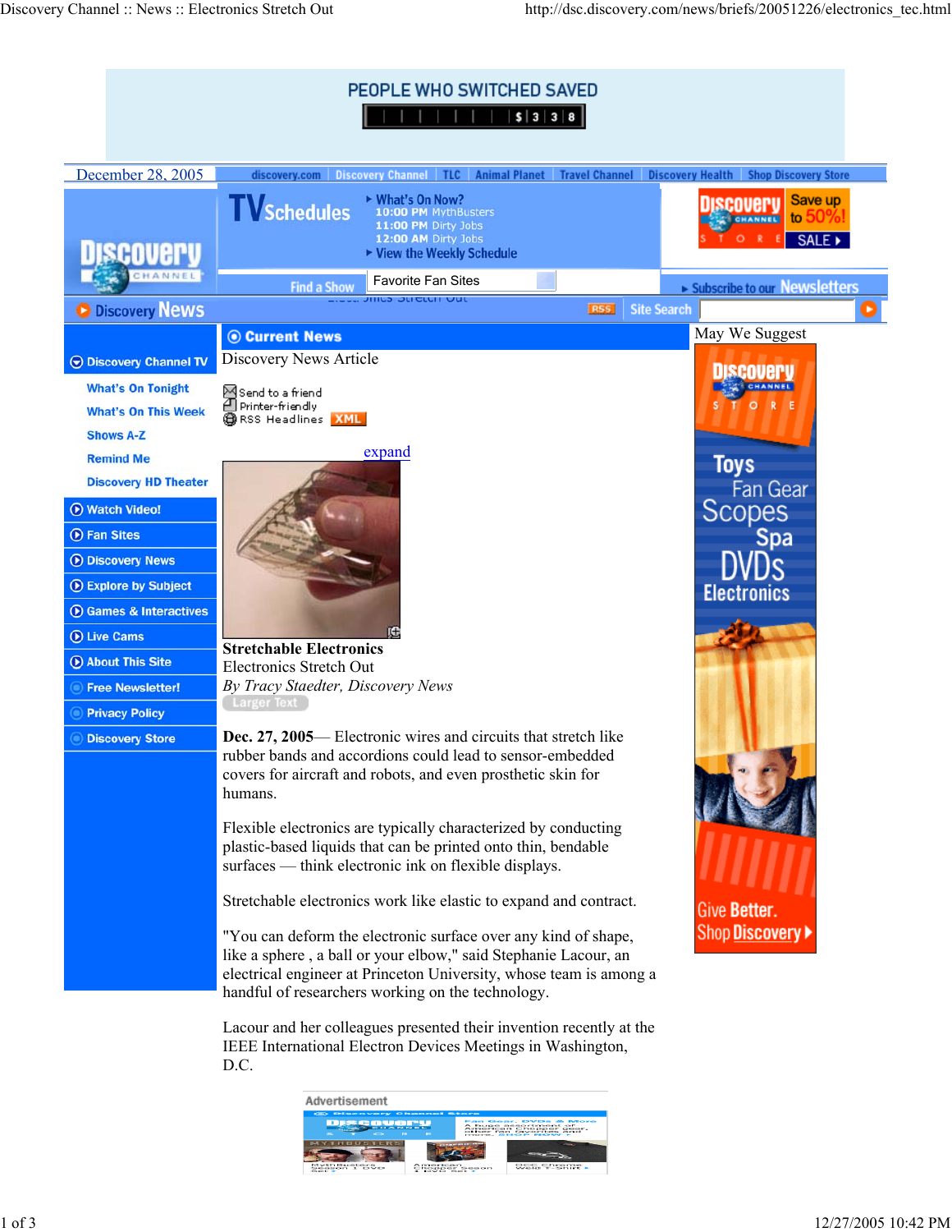December 28, 2005

discovery.com | Discovery Channel | TLC | Animal Planet | Travel Channel | Discovery Health | Shop Discovery Store

TV Schedules

- What's On Now?
  - 10:00 PM MythBusters
  - 11:00 PM Dirty Jobs
  - 12:00 AM Dirty Jobs
- View the Weekly Schedule

Find a Show | Favorite Fan Sites

Subscribe to our Newsletters

Discovery News | RSS | Site Search

- Discovery Channel TV
  - What's On Tonight
  - What's On This Week
  - Shows A-Z
  - Remind Me
  - Discovery HD Theater
- Watch Video!
- Fan Sites
- Discovery News
- Explore by Subject
- Games & Interactives
- Live Cams
- About This Site
- Free Newsletter!
- Privacy Policy
- Discovery Store

## Current News

Discovery News Article

- Send to a friend
- Printer-friendly
- RSS Headlines XML

expand

**Stretchable Electronics**

# Electronics Stretch Out

*By Tracy Staedter, Discovery News*

Larger Text

**Dec. 27, 2005**— Electronic wires and circuits that stretch like rubber bands and accordions could lead to sensor-embedded covers for aircraft and robots, and even prosthetic skin for humans.

Flexible electronics are typically characterized by conducting plastic-based liquids that can be printed onto thin, bendable surfaces — think electronic ink on flexible displays.

Stretchable electronics work like elastic to expand and contract.

"You can deform the electronic surface over any kind of shape, like a sphere , a ball or your elbow," said Stephanie Lacour, an electrical engineer at Princeton University, whose team is among a handful of researchers working on the technology.

Lacour and her colleagues presented their invention recently at the IEEE International Electron Devices Meetings in Washington, D.C.

Advertisement

May We Suggest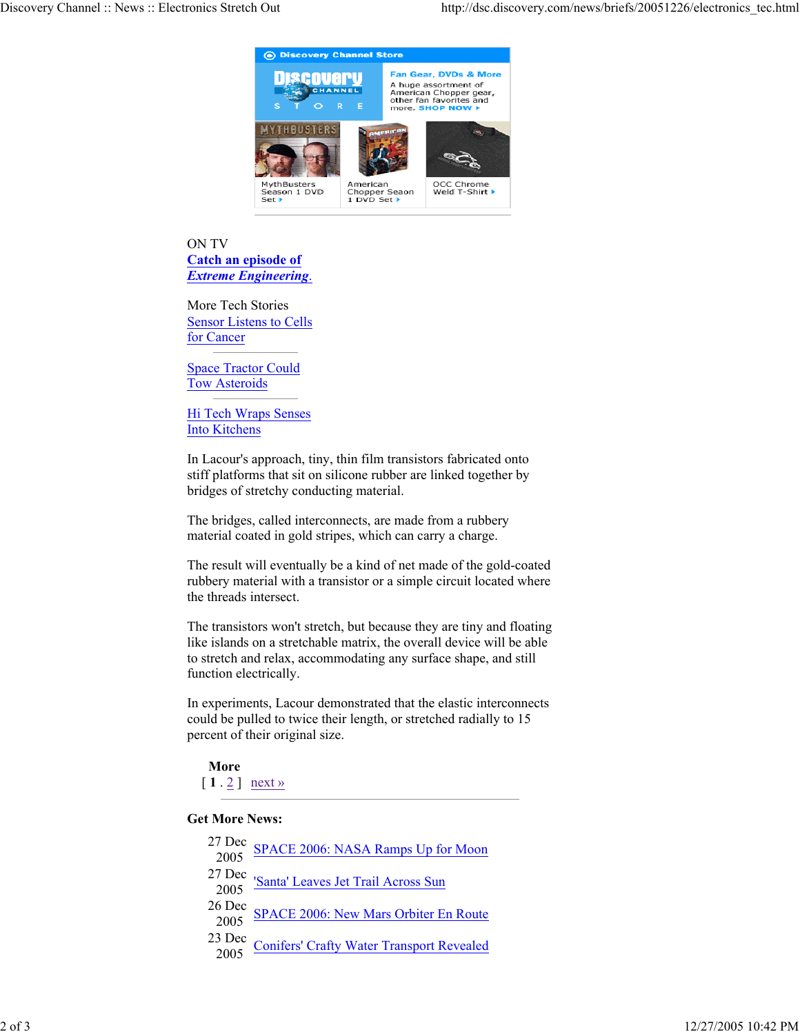Discovery Channel Store

Fan Gear, DVDs & More
A huge assortment of American Chopper gear, other fan favorites and more. SHOP NOW

MythBusters Season 1 DVD Set

American Chopper Season 1 DVD Set

OCC Chrome Weld T-Shirt

ON TV
**Catch an episode of *Extreme Engineering*.**

More Tech Stories

Sensor Listens to Cells for Cancer

Space Tractor Could Tow Asteroids

Hi Tech Wraps Senses Into Kitchens

In Lacour's approach, tiny, thin film transistors fabricated onto stiff platforms that sit on silicone rubber are linked together by bridges of stretchy conducting material.

The bridges, called interconnects, are made from a rubbery material coated in gold stripes, which can carry a charge.

The result will eventually be a kind of net made of the gold-coated rubbery material with a transistor or a simple circuit located where the threads intersect.

The transistors won't stretch, but because they are tiny and floating like islands on a stretchable matrix, the overall device will be able to stretch and relax, accommodating any surface shape, and still function electrically.

In experiments, Lacour demonstrated that the elastic interconnects could be pulled to twice their length, or stretched radially to 15 percent of their original size.

**More**
[ **1** . 2 ] next »

**Get More News:**

27 Dec 2005 SPACE 2006: NASA Ramps Up for Moon

27 Dec 2005 'Santa' Leaves Jet Trail Across Sun

26 Dec 2005 SPACE 2006: New Mars Orbiter En Route

23 Dec 2005 Conifers' Crafty Water Transport Revealed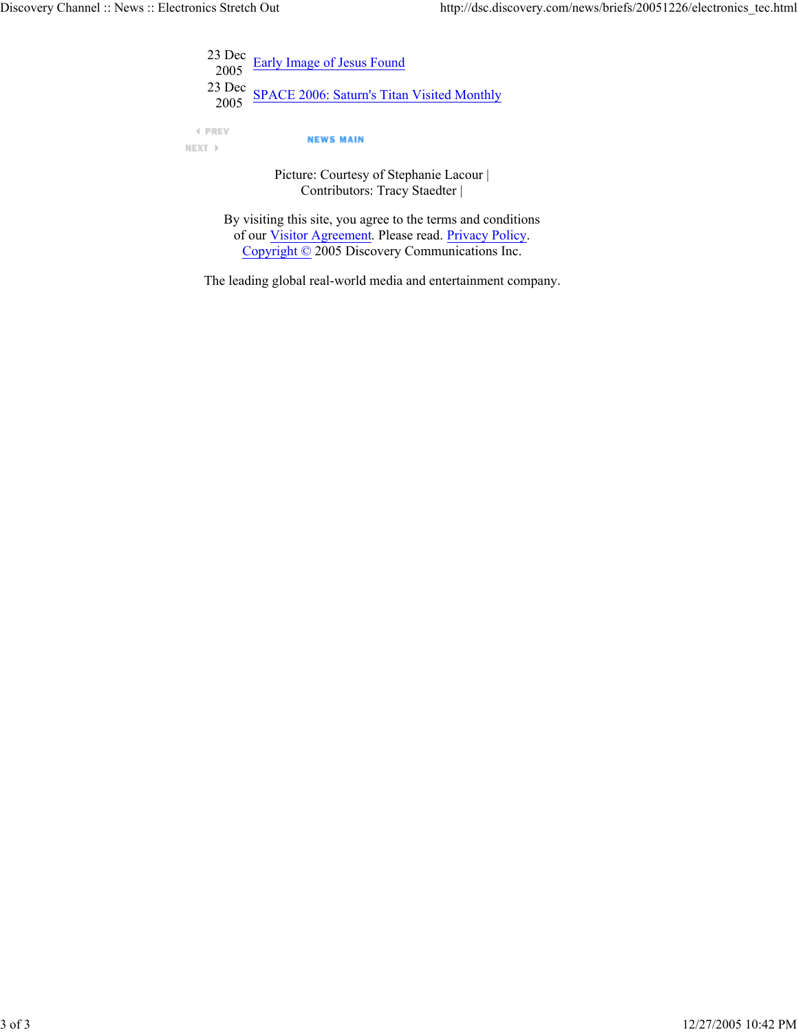23 Dec 2005 Early Image of Jesus Found

23 Dec 2005 SPACE 2006: Saturn's Titan Visited Monthly

PREV

NEXT

NEWS MAIN

Picture: Courtesy of Stephanie Lacour |
Contributors: Tracy Staedter |

By visiting this site, you agree to the terms and conditions of our Visitor Agreement. Please read. Privacy Policy.
Copyright © 2005 Discovery Communications Inc.

The leading global real-world media and entertainment company.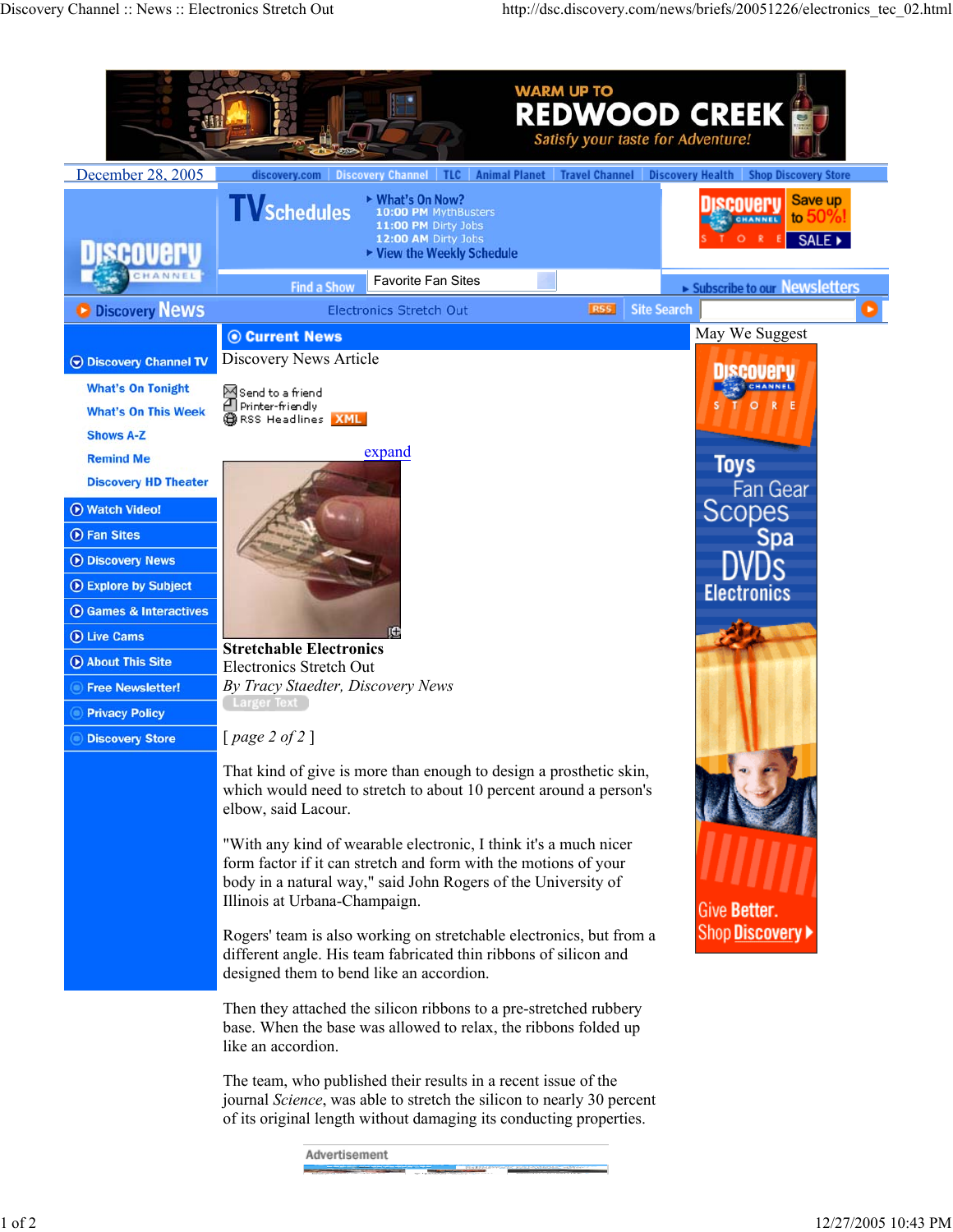# Stretchable Electronics

Electronics Stretch Out

*By Tracy Staedter, Discovery News*

[ *page 2 of 2* ]

That kind of give is more than enough to design a prosthetic skin, which would need to stretch to about 10 percent around a person's elbow, said Lacour.

"With any kind of wearable electronic, I think it's a much nicer form factor if it can stretch and form with the motions of your body in a natural way," said John Rogers of the University of Illinois at Urbana-Champaign.

Rogers' team is also working on stretchable electronics, but from a different angle. His team fabricated thin ribbons of silicon and designed them to bend like an accordion.

Then they attached the silicon ribbons to a pre-stretched rubbery base. When the base was allowed to relax, the ribbons folded up like an accordion.

The team, who published their results in a recent issue of the journal *Science*, was able to stretch the silicon to nearly 30 percent of its original length without damaging its conducting properties.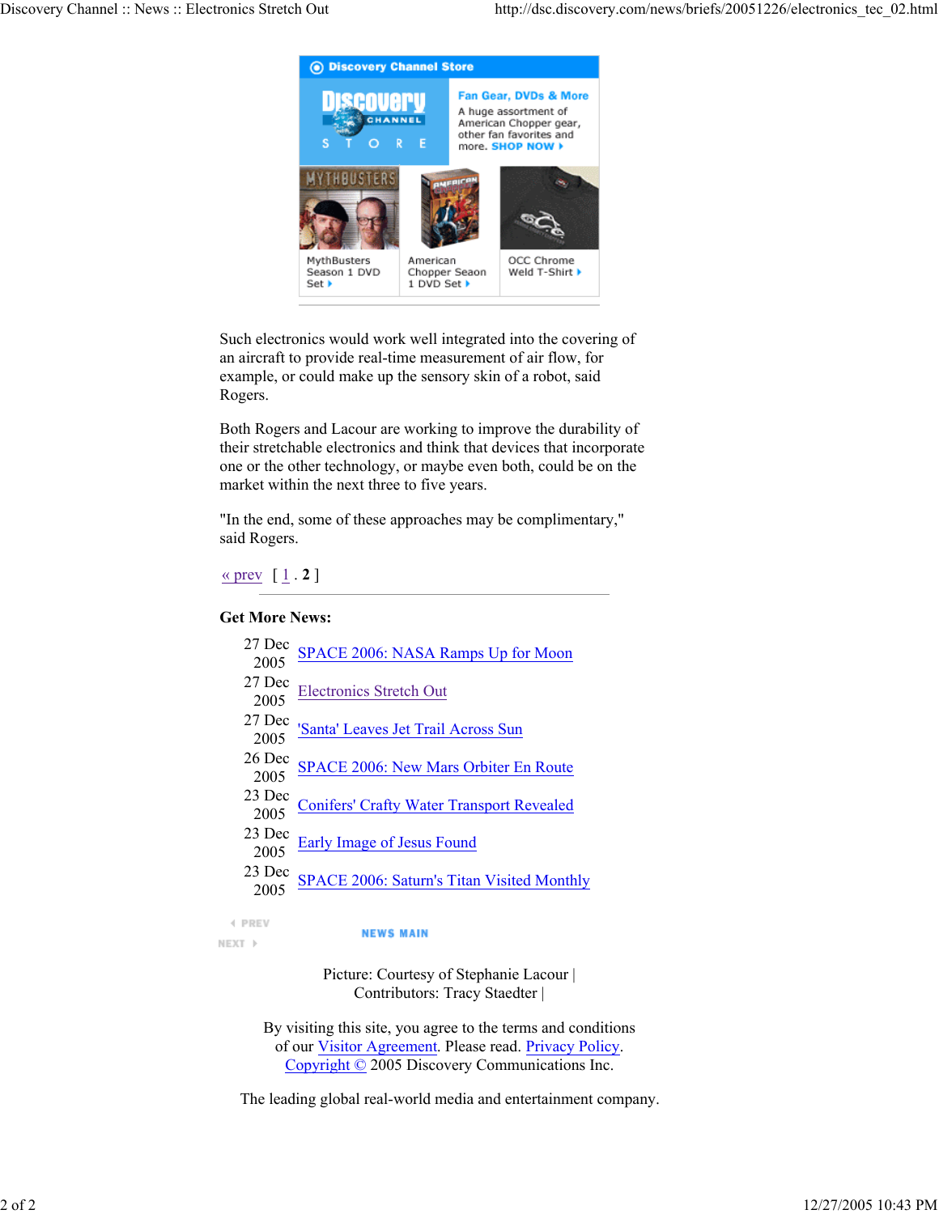Discovery Channel Store

Fan Gear, DVDs & More

A huge assortment of American Chopper gear, other fan favorites and more. SHOP NOW

MythBusters Season 1 DVD Set

American Chopper Season 1 DVD Set

OCC Chrome Weld T-Shirt

Such electronics would work well integrated into the covering of an aircraft to provide real-time measurement of air flow, for example, or could make up the sensory skin of a robot, said Rogers.

Both Rogers and Lacour are working to improve the durability of their stretchable electronics and think that devices that incorporate one or the other technology, or maybe even both, could be on the market within the next three to five years.

"In the end, some of these approaches may be complimentary," said Rogers.

« prev [ 1 . **2** ]

**Get More News:**

| | |
|---|---|
| 27 Dec 2005 | SPACE 2006: NASA Ramps Up for Moon |
| 27 Dec 2005 | Electronics Stretch Out |
| 27 Dec 2005 | 'Santa' Leaves Jet Trail Across Sun |
| 26 Dec 2005 | SPACE 2006: New Mars Orbiter En Route |
| 23 Dec 2005 | Conifers' Crafty Water Transport Revealed |
| 23 Dec 2005 | Early Image of Jesus Found |
| 23 Dec 2005 | SPACE 2006: Saturn's Titan Visited Monthly |

PREV
NEXT
NEWS MAIN

Picture: Courtesy of Stephanie Lacour |
Contributors: Tracy Staedter |

By visiting this site, you agree to the terms and conditions of our Visitor Agreement. Please read. Privacy Policy.
Copyright © 2005 Discovery Communications Inc.

The leading global real-world media and entertainment company.